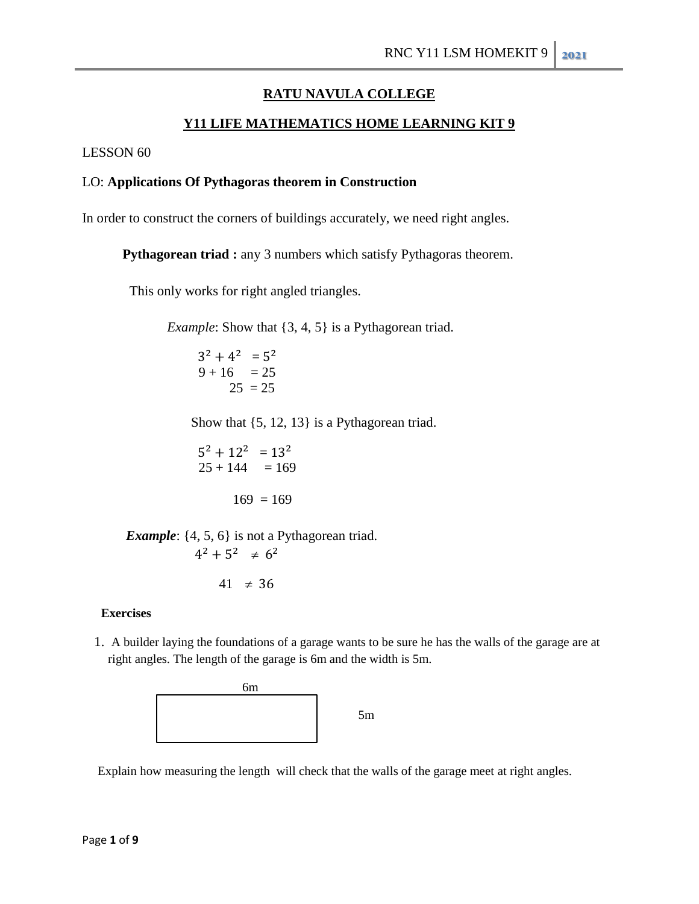## RATU NAVULA COLLEGE

## Y11 LIFE MATHEMATICS HOME LEARNING KIT 9

LESSON 60

LO: **Applications Of Pythagoras theorem in Construction**

In order to construct the corners of buildings accurately, we need right angles.

**Pythagorean triad :** any 3 numbers which satisfy Pythagoras theorem.

This only works for right angled triangles.

*Example*: Show that {3, 4, 5} is a Pythagorean triad.

$$3^2 + 4^2 = 5^2$$
$$9 + 16 = 25$$
$$25 = 25$$

Show that {5, 12, 13} is a Pythagorean triad.

$$5^2 + 12^2 = 13^2$$
$$25 + 144 = 169$$
$$169 = 169$$

***Example***: {4, 5, 6} is not a Pythagorean triad.

$$4^2 + 5^2 \neq 6^2$$
$$41 \neq 36$$

**Exercises**

1. A builder laying the foundations of a garage wants to be sure he has the walls of the garage are at right angles. The length of the garage is 6m and the width is 5m.

6m

5m

Explain how measuring the length will check that the walls of the garage meet at right angles.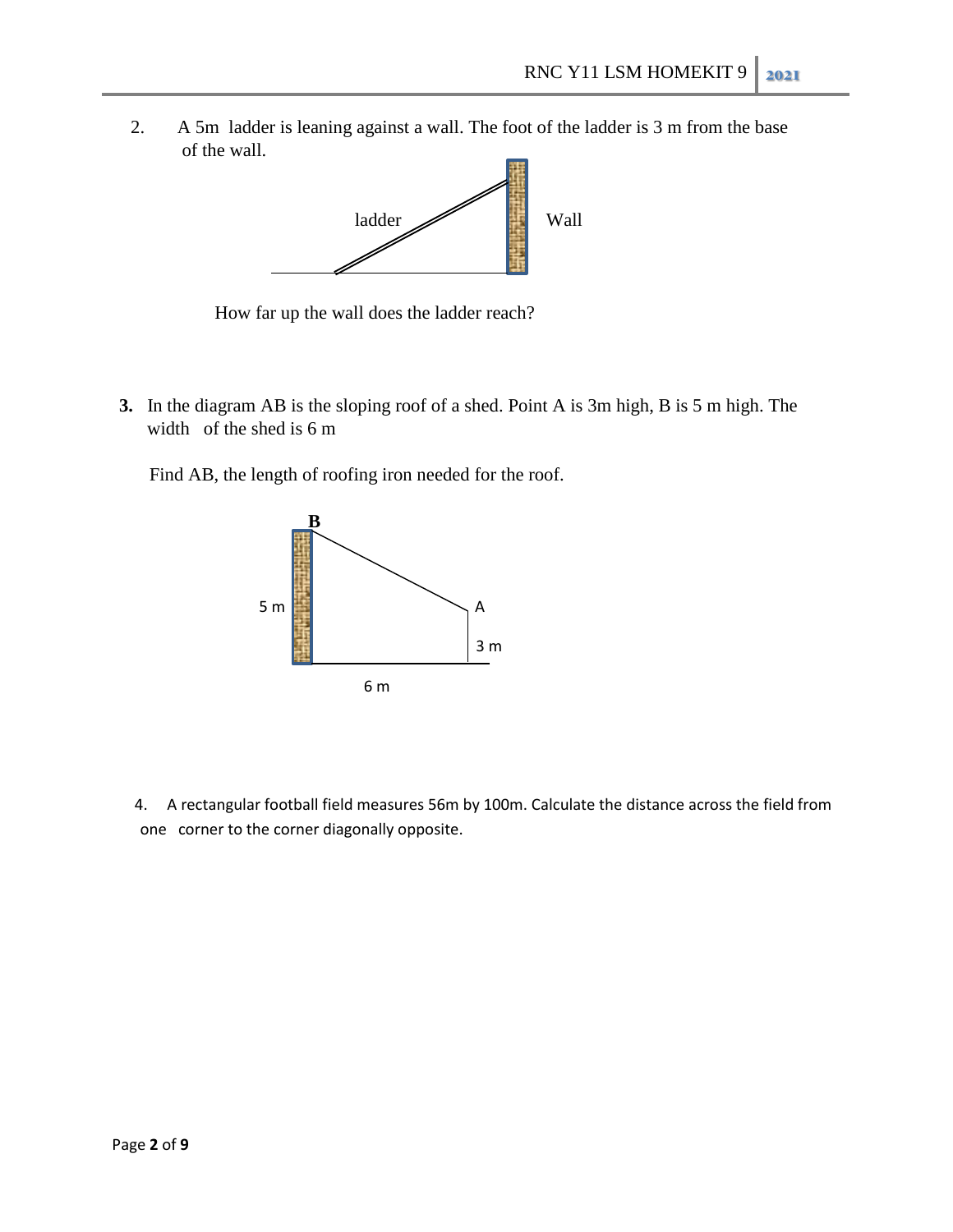2. A 5m ladder is leaning against a wall. The foot of the ladder is 3 m from the base of the wall.

ladder

Wall

How far up the wall does the ladder reach?

**3.** In the diagram AB is the sloping roof of a shed. Point A is 3m high, B is 5 m high. The width of the shed is 6 m

Find AB, the length of roofing iron needed for the roof.

**B**

5 m

A

3 m

6 m

4. A rectangular football field measures 56m by 100m. Calculate the distance across the field from one corner to the corner diagonally opposite.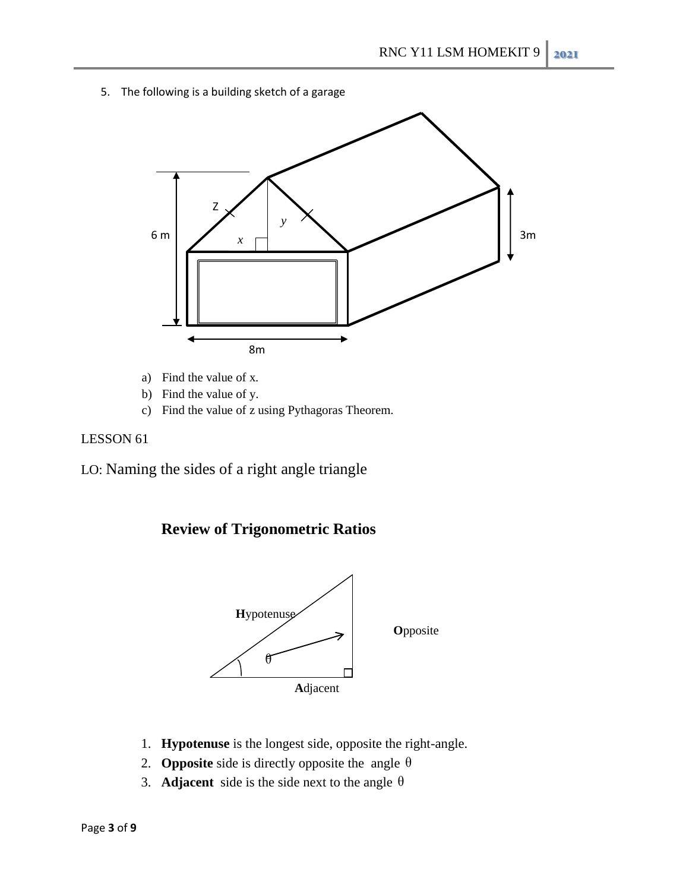5. The following is a building sketch of a garage

a) Find the value of x.
b) Find the value of y.
c) Find the value of z using Pythagoras Theorem.

LESSON 61

LO: Naming the sides of a right angle triangle

## Review of Trigonometric Ratios

1. **Hypotenuse** is the longest side, opposite the right-angle.
2. **Opposite** side is directly opposite the angle $\theta$
3. **Adjacent** side is the side next to the angle $\theta$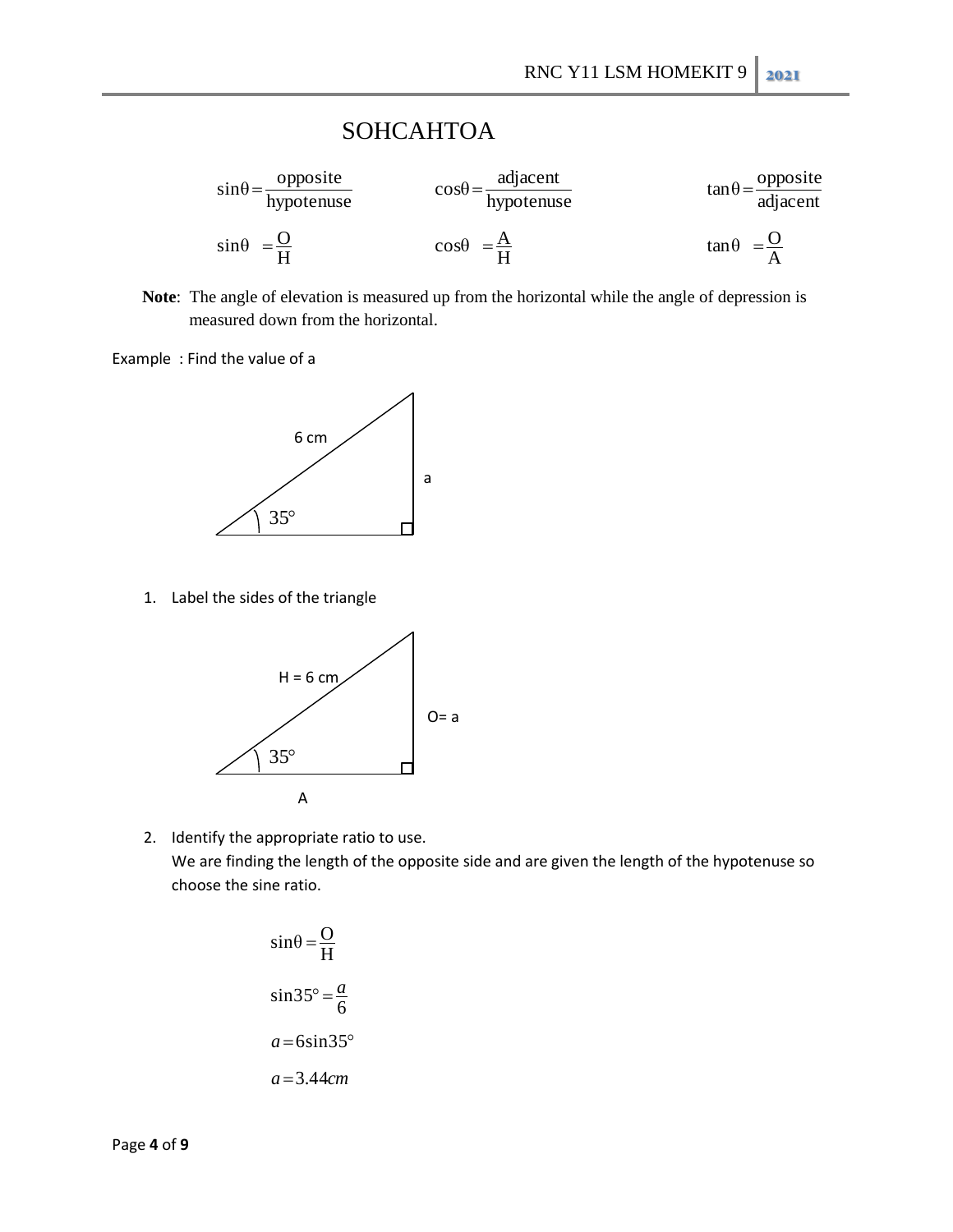# SOHCAHTOA

$$\sin\theta = \frac{\text{opposite}}{\text{hypotenuse}} \qquad \cos\theta = \frac{\text{adjacent}}{\text{hypotenuse}} \qquad \tan\theta = \frac{\text{opposite}}{\text{adjacent}}$$

$$\sin\theta = \frac{O}{H} \qquad \cos\theta = \frac{A}{H} \qquad \tan\theta = \frac{O}{A}$$

**Note**: The angle of elevation is measured up from the horizontal while the angle of depression is measured down from the horizontal.

Example : Find the value of a

6 cm

a

$35°$

1. Label the sides of the triangle

H = 6 cm

O= a

$35°$

A

2. Identify the appropriate ratio to use.
   We are finding the length of the opposite side and are given the length of the hypotenuse so choose the sine ratio.

$$\sin\theta = \frac{O}{H}$$

$$\sin 35° = \frac{a}{6}$$

$$a = 6\sin 35°$$

$$a = 3.44cm$$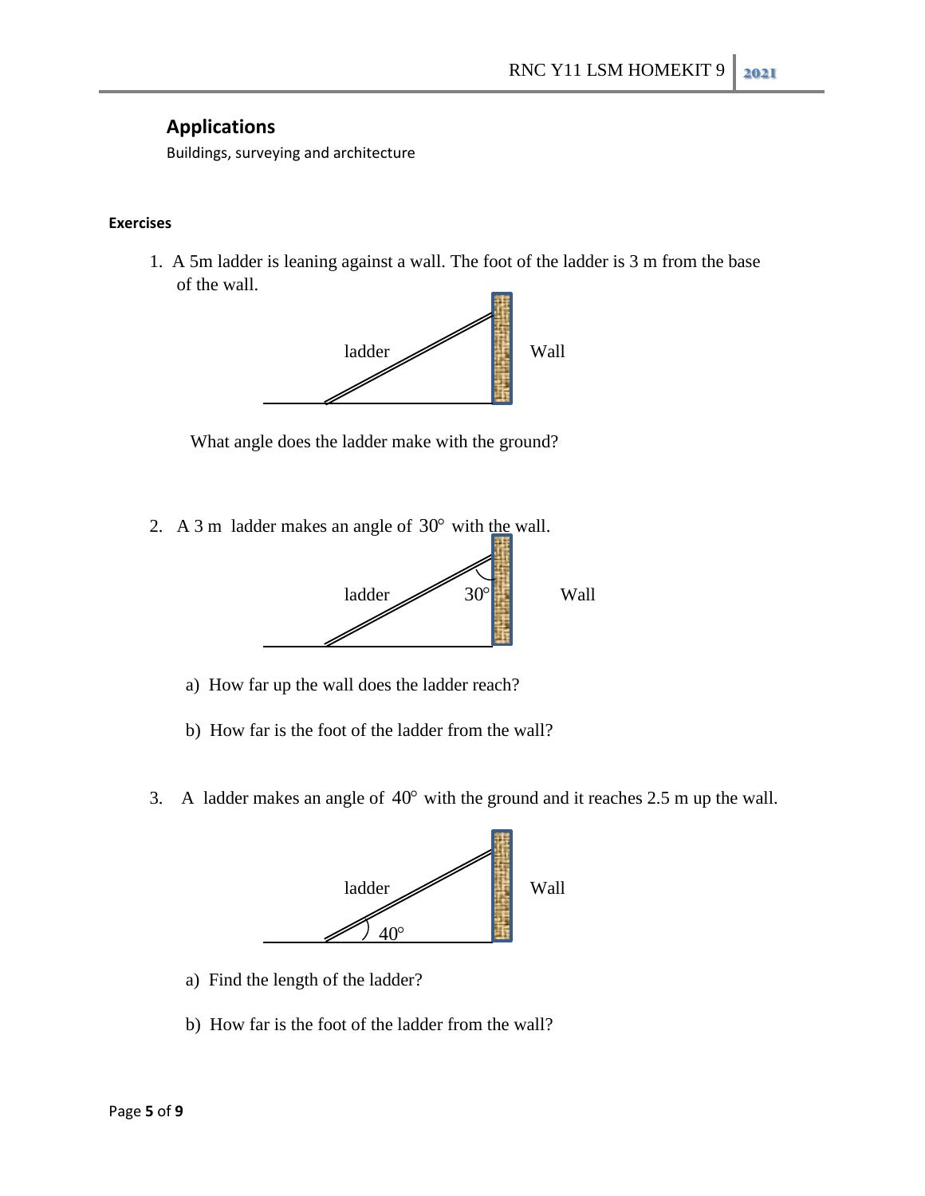## Applications

Buildings, surveying and architecture

**Exercises**

1. A 5m ladder is leaning against a wall. The foot of the ladder is 3 m from the base of the wall.

   ladder Wall

   What angle does the ladder make with the ground?

2. A 3 m ladder makes an angle of $30^\circ$ with the wall.

   ladder $30^\circ$ Wall

   a) How far up the wall does the ladder reach?

   b) How far is the foot of the ladder from the wall?

3. A ladder makes an angle of $40^\circ$ with the ground and it reaches 2.5 m up the wall.

   ladder Wall $40^\circ$

   a) Find the length of the ladder?

   b) How far is the foot of the ladder from the wall?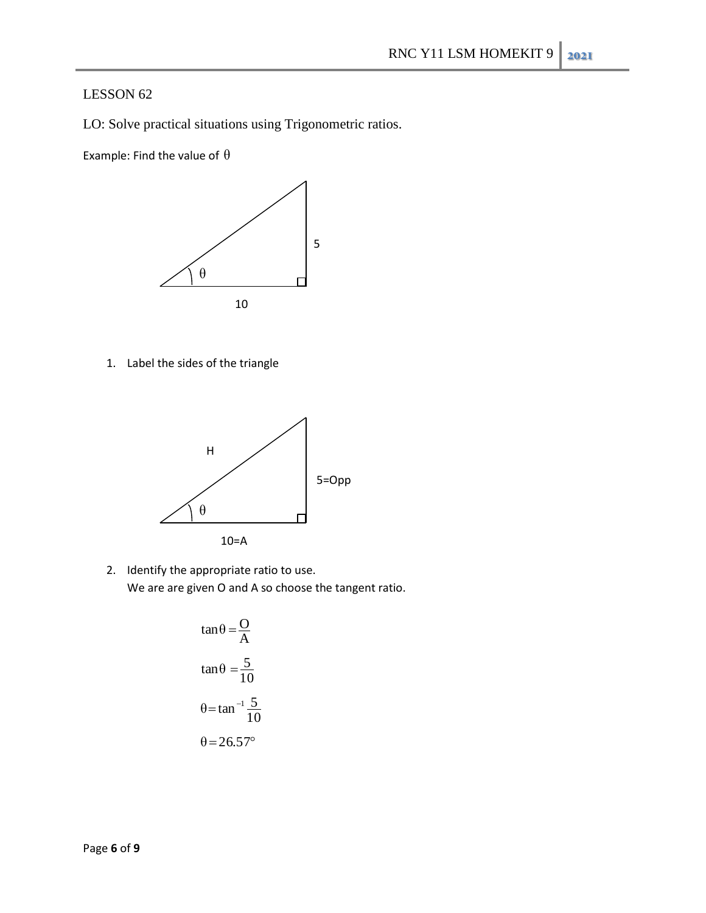LESSON 62

LO: Solve practical situations using Trigonometric ratios.

Example: Find the value of $\theta$

5

$\theta$

10

1. Label the sides of the triangle

H

5=Opp

$\theta$

10=A

2. Identify the appropriate ratio to use.
   We are are given O and A so choose the tangent ratio.

$$\tan\theta = \frac{O}{A}$$

$$\tan\theta = \frac{5}{10}$$

$$\theta = \tan^{-1}\frac{5}{10}$$

$$\theta = 26.57°$$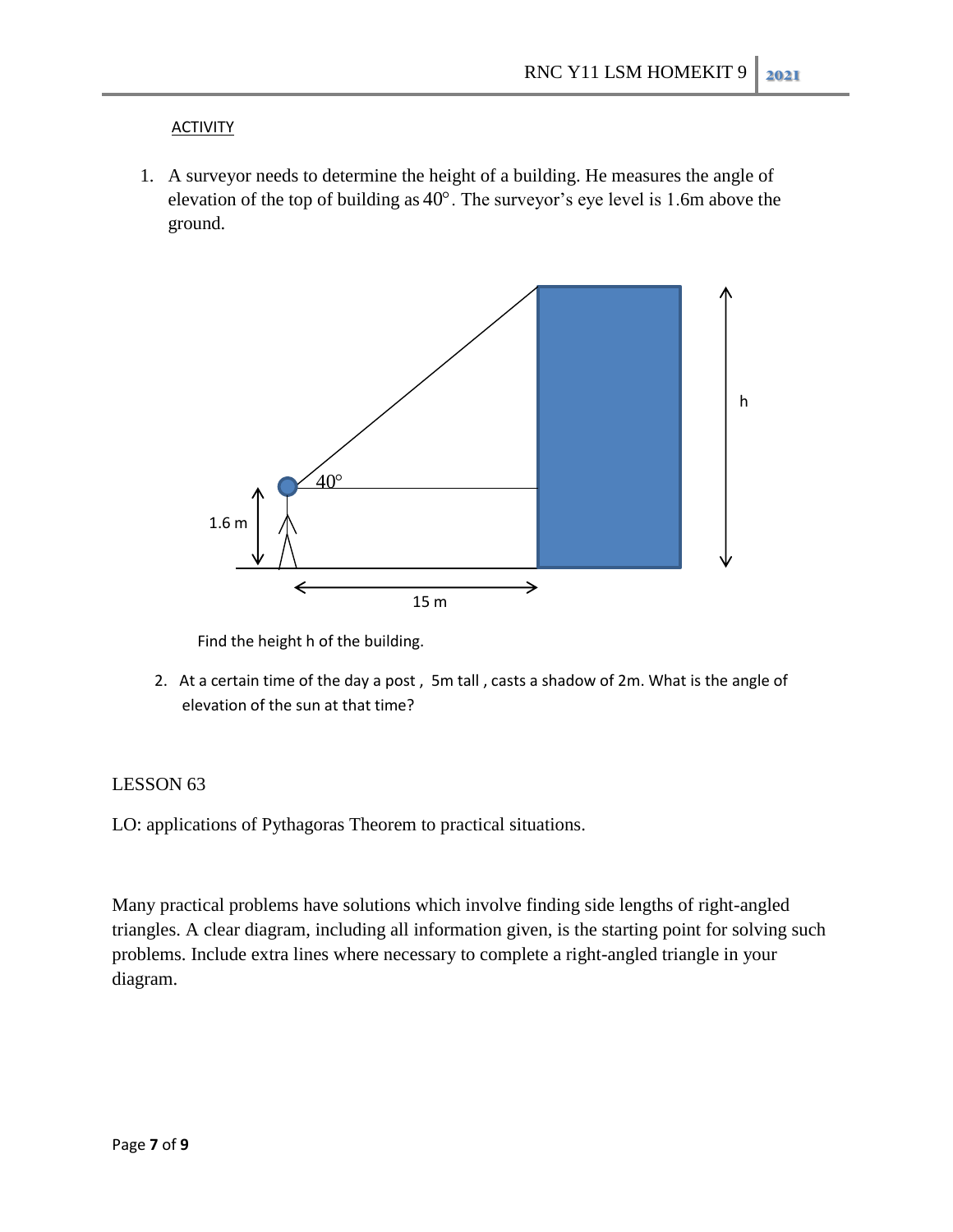ACTIVITY

1. A surveyor needs to determine the height of a building. He measures the angle of elevation of the top of building as $40^\circ$. The surveyor's eye level is 1.6m above the ground.

   Find the height h of the building.

2. At a certain time of the day a post , 5m tall , casts a shadow of 2m. What is the angle of elevation of the sun at that time?

LESSON 63

LO: applications of Pythagoras Theorem to practical situations.

Many practical problems have solutions which involve finding side lengths of right-angled triangles. A clear diagram, including all information given, is the starting point for solving such problems. Include extra lines where necessary to complete a right-angled triangle in your diagram.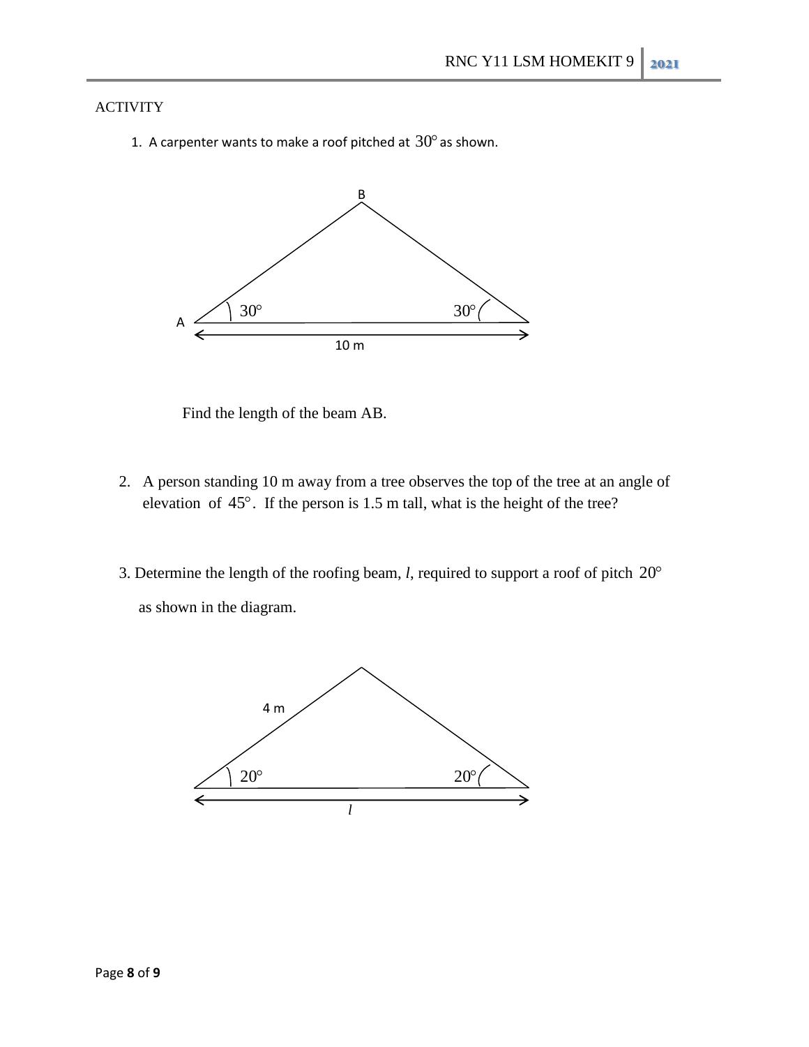ACTIVITY

1. A carpenter wants to make a roof pitched at $30^\circ$ as shown.

B

$30^\circ$ $30^\circ$

A

10 m

Find the length of the beam AB.

2. A person standing 10 m away from a tree observes the top of the tree at an angle of elevation of $45^\circ$. If the person is 1.5 m tall, what is the height of the tree?

3. Determine the length of the roofing beam, *l*, required to support a roof of pitch $20^\circ$ as shown in the diagram.

4 m

$20^\circ$ $20^\circ$

$l$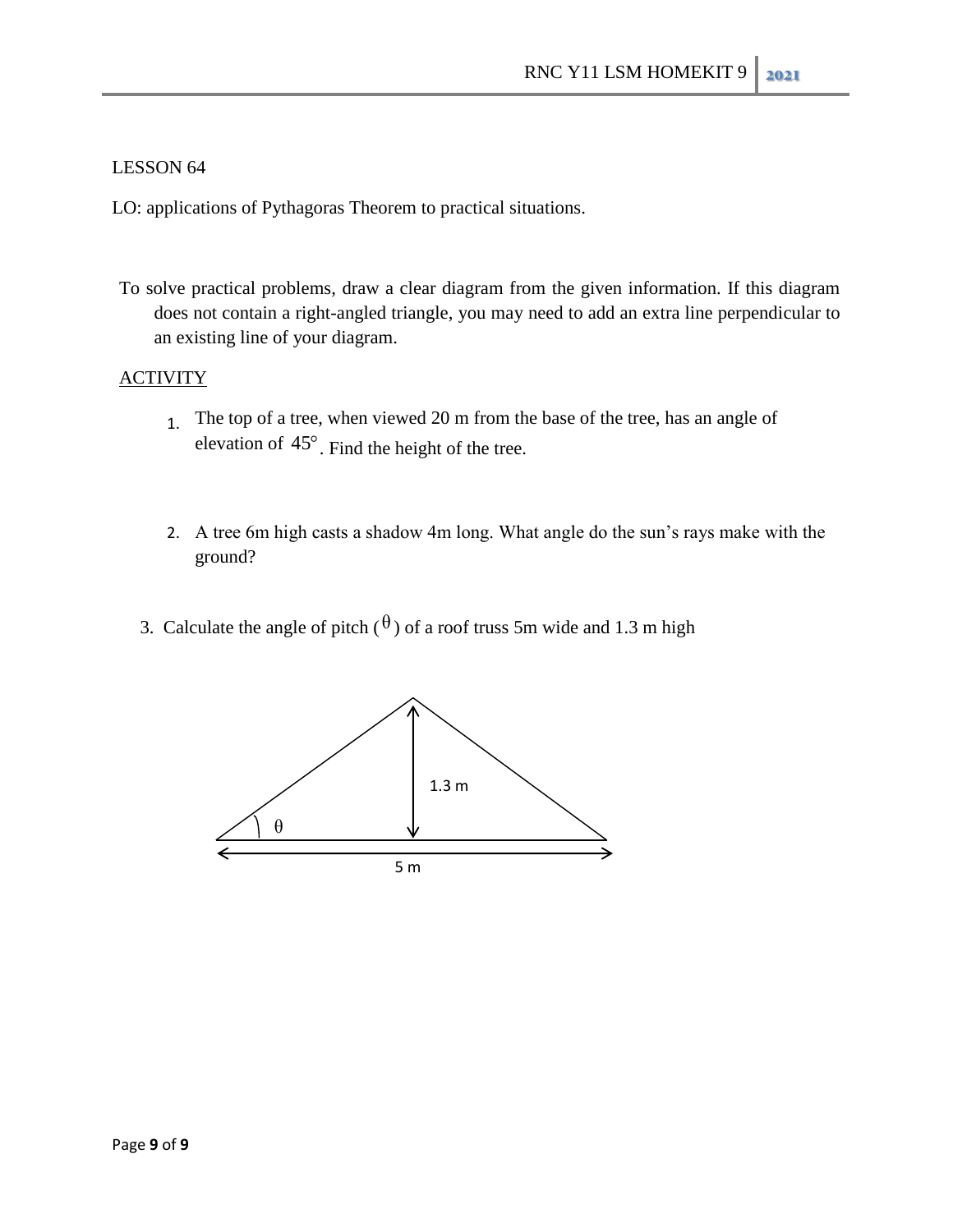LESSON 64

LO: applications of Pythagoras Theorem to practical situations.

To solve practical problems, draw a clear diagram from the given information. If this diagram does not contain a right-angled triangle, you may need to add an extra line perpendicular to an existing line of your diagram.

ACTIVITY

1. The top of a tree, when viewed 20 m from the base of the tree, has an angle of elevation of $45^\circ$. Find the height of the tree.

2. A tree 6m high casts a shadow 4m long. What angle do the sun's rays make with the ground?

3. Calculate the angle of pitch ($\theta$) of a roof truss 5m wide and 1.3 m high

1.3 m

$\theta$

5 m